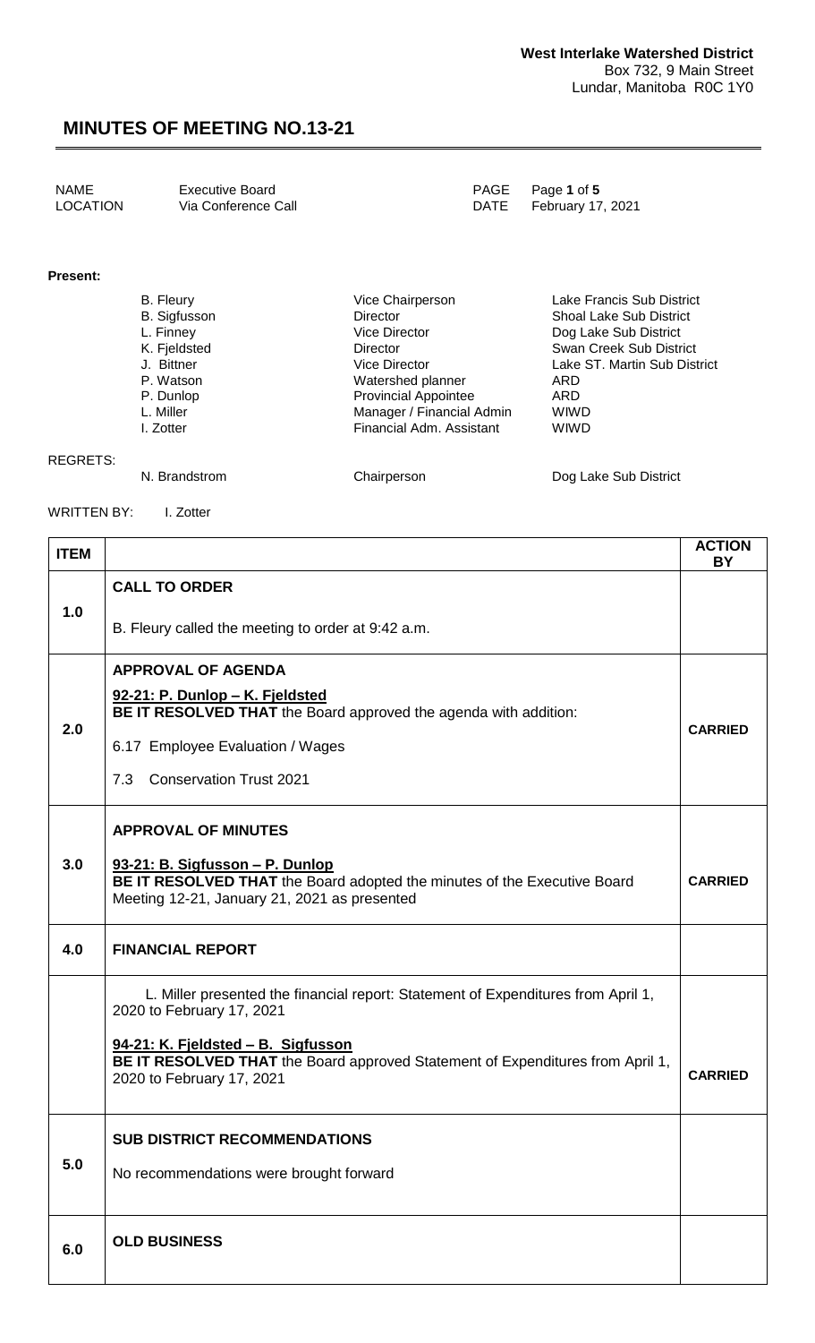**West Interlake Watershed District**
Box 732, 9 Main Street
Lundar, Manitoba R0C 1Y0

# MINUTES OF MEETING NO.13-21

| | | | |
|---|---|---|---|
| NAME | Executive Board | PAGE | Page **1** of **5** |
| LOCATION | Via Conference Call | DATE | February 17, 2021 |

**Present:**

| | | |
|---|---|---|
| B. Fleury | Vice Chairperson | Lake Francis Sub District |
| B. Sigfusson | Director | Shoal Lake Sub District |
| L. Finney | Vice Director | Dog Lake Sub District |
| K. Fjeldsted | Director | Swan Creek Sub District |
| J. Bittner | Vice Director | Lake ST. Martin Sub District |
| P. Watson | Watershed planner | ARD |
| P. Dunlop | Provincial Appointee | ARD |
| L. Miller | Manager / Financial Admin | WIWD |
| I. Zotter | Financial Adm. Assistant | WIWD |

REGRETS:

| | | |
|---|---|---|
| N. Brandstrom | Chairperson | Dog Lake Sub District |

WRITTEN BY: I. Zotter

| ITEM | | ACTION BY |
|---|---|---|
| 1.0 | **CALL TO ORDER**<br><br>B. Fleury called the meeting to order at 9:42 a.m. | |
| 2.0 | **APPROVAL OF AGENDA**<br><br>**92-21: P. Dunlop – K. Fjeldsted**<br>**BE IT RESOLVED THAT** the Board approved the agenda with addition:<br><br>6.17 Employee Evaluation / Wages<br><br>7.3 Conservation Trust 2021 | **CARRIED** |
| 3.0 | **APPROVAL OF MINUTES**<br><br>**93-21: B. Sigfusson – P. Dunlop**<br>**BE IT RESOLVED THAT** the Board adopted the minutes of the Executive Board Meeting 12-21, January 21, 2021 as presented | **CARRIED** |
| 4.0 | **FINANCIAL REPORT** | |
| | L. Miller presented the financial report: Statement of Expenditures from April 1, 2020 to February 17, 2021<br><br>**94-21: K. Fjeldsted – B. Sigfusson**<br>**BE IT RESOLVED THAT** the Board approved Statement of Expenditures from April 1, 2020 to February 17, 2021 | **CARRIED** |
| 5.0 | **SUB DISTRICT RECOMMENDATIONS**<br><br>No recommendations were brought forward | |
| 6.0 | **OLD BUSINESS** | |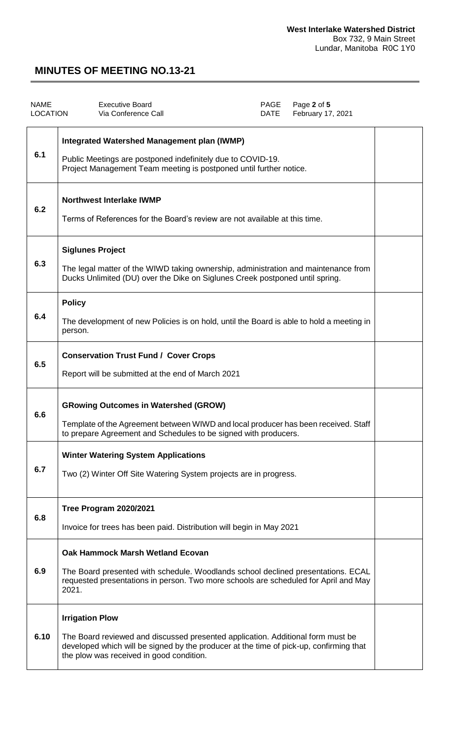**West Interlake Watershed District**
Box 732, 9 Main Street
Lundar, Manitoba R0C 1Y0

# MINUTES OF MEETING NO.13-21

| NAME | Executive Board | PAGE | Page **2** of **5** |
|---|---|---|---|
| LOCATION | Via Conference Call | DATE | February 17, 2021 |

| | | |
|---|---|---|
| 6.1 | **Integrated Watershed Management plan (IWMP)**<br><br>Public Meetings are postponed indefinitely due to COVID-19.<br>Project Management Team meeting is postponed until further notice. | |
| 6.2 | **Northwest Interlake IWMP**<br><br>Terms of References for the Board's review are not available at this time. | |
| 6.3 | **Siglunes Project**<br><br>The legal matter of the WIWD taking ownership, administration and maintenance from Ducks Unlimited (DU) over the Dike on Siglunes Creek postponed until spring. | |
| 6.4 | **Policy**<br><br>The development of new Policies is on hold, until the Board is able to hold a meeting in person. | |
| 6.5 | **Conservation Trust Fund / Cover Crops**<br><br>Report will be submitted at the end of March 2021 | |
| 6.6 | **GRowing Outcomes in Watershed (GROW)**<br><br>Template of the Agreement between WIWD and local producer has been received. Staff to prepare Agreement and Schedules to be signed with producers. | |
| 6.7 | **Winter Watering System Applications**<br><br>Two (2) Winter Off Site Watering System projects are in progress. | |
| 6.8 | **Tree Program 2020/2021**<br><br>Invoice for trees has been paid. Distribution will begin in May 2021 | |
| 6.9 | **Oak Hammock Marsh Wetland Ecovan**<br><br>The Board presented with schedule. Woodlands school declined presentations. ECAL requested presentations in person. Two more schools are scheduled for April and May 2021. | |
| 6.10 | **Irrigation Plow**<br><br>The Board reviewed and discussed presented application. Additional form must be developed which will be signed by the producer at the time of pick-up, confirming that the plow was received in good condition. | |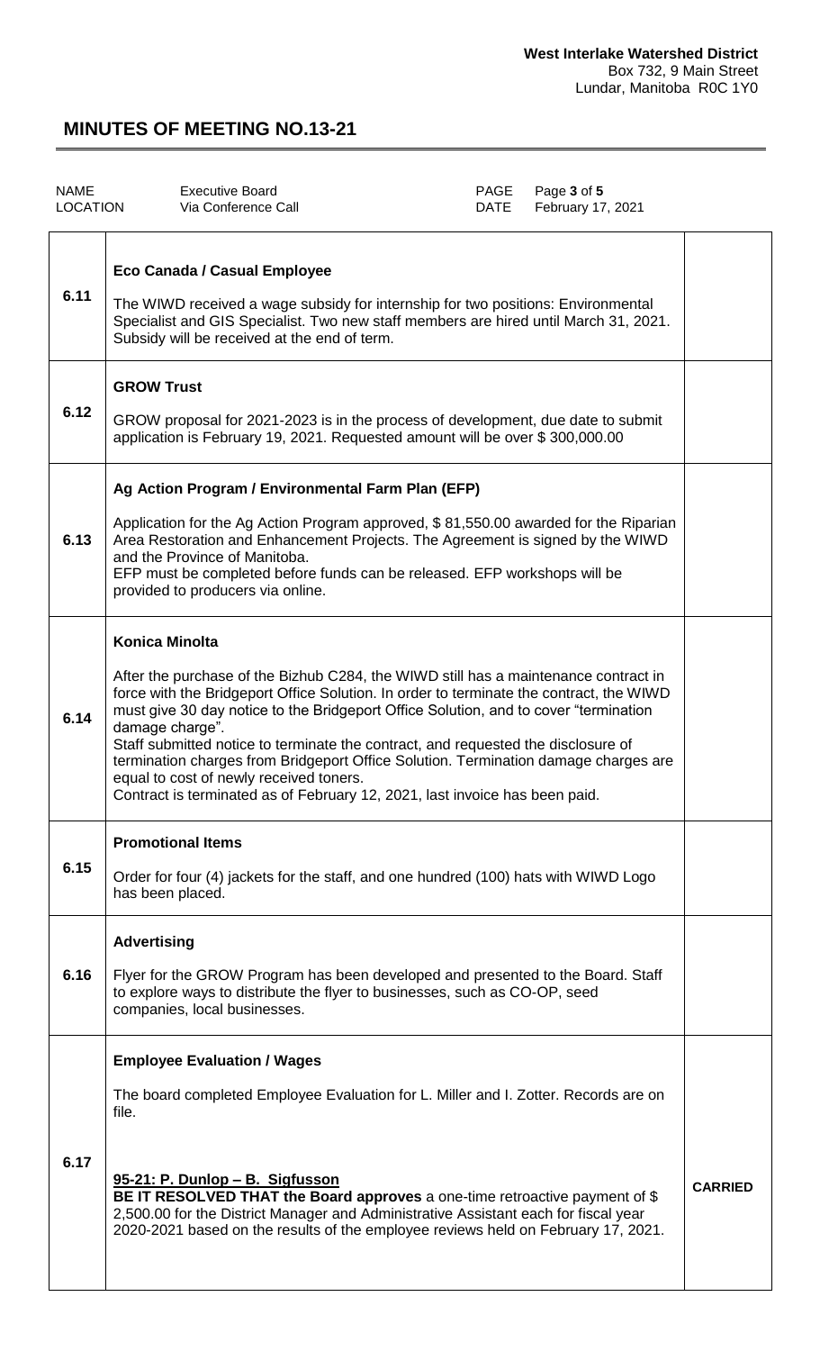**West Interlake Watershed District**
Box 732, 9 Main Street
Lundar, Manitoba R0C 1Y0

# MINUTES OF MEETING NO.13-21

| NAME | Executive Board | PAGE | Page **3** of **5** |
|---|---|---|---|
| LOCATION | Via Conference Call | DATE | February 17, 2021 |

| | | |
|---|---|---|
| 6.11 | **Eco Canada / Casual Employee**<br><br>The WIWD received a wage subsidy for internship for two positions: Environmental Specialist and GIS Specialist. Two new staff members are hired until March 31, 2021. Subsidy will be received at the end of term. | |
| 6.12 | **GROW Trust**<br><br>GROW proposal for 2021-2023 is in the process of development, due date to submit application is February 19, 2021. Requested amount will be over $ 300,000.00 | |
| 6.13 | **Ag Action Program / Environmental Farm Plan (EFP)**<br><br>Application for the Ag Action Program approved, $ 81,550.00 awarded for the Riparian Area Restoration and Enhancement Projects. The Agreement is signed by the WIWD and the Province of Manitoba.<br>EFP must be completed before funds can be released. EFP workshops will be provided to producers via online. | |
| 6.14 | **Konica Minolta**<br><br>After the purchase of the Bizhub C284, the WIWD still has a maintenance contract in force with the Bridgeport Office Solution. In order to terminate the contract, the WIWD must give 30 day notice to the Bridgeport Office Solution, and to cover "termination damage charge".<br>Staff submitted notice to terminate the contract, and requested the disclosure of termination charges from Bridgeport Office Solution. Termination damage charges are equal to cost of newly received toners.<br>Contract is terminated as of February 12, 2021, last invoice has been paid. | |
| 6.15 | **Promotional Items**<br><br>Order for four (4) jackets for the staff, and one hundred (100) hats with WIWD Logo has been placed. | |
| 6.16 | **Advertising**<br><br>Flyer for the GROW Program has been developed and presented to the Board. Staff to explore ways to distribute the flyer to businesses, such as CO-OP, seed companies, local businesses. | |
| 6.17 | **Employee Evaluation / Wages**<br><br>The board completed Employee Evaluation for L. Miller and I. Zotter. Records are on file.<br><br>**<u>95-21: P. Dunlop – B. Sigfusson</u>**<br>**BE IT RESOLVED THAT the Board approves** a one-time retroactive payment of $ 2,500.00 for the District Manager and Administrative Assistant each for fiscal year 2020-2021 based on the results of the employee reviews held on February 17, 2021. | **CARRIED** |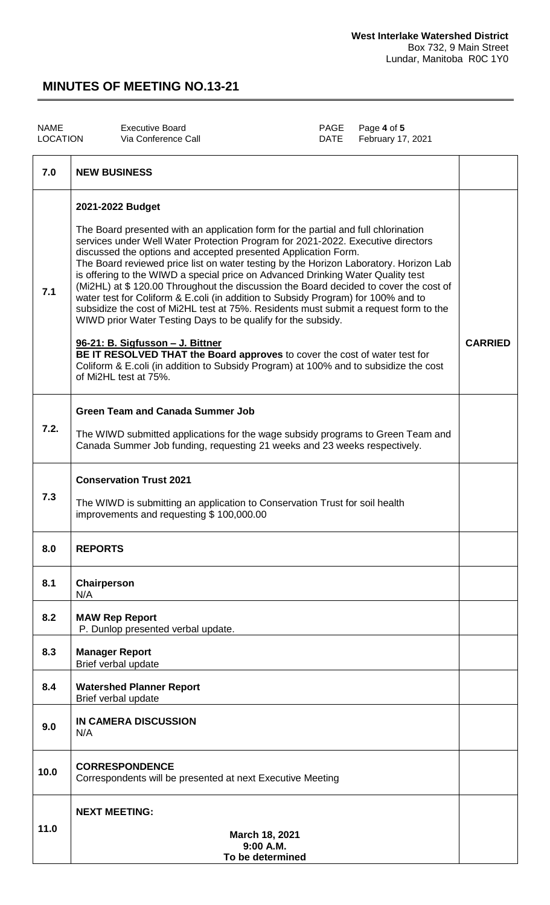**West Interlake Watershed District**
Box 732, 9 Main Street
Lundar, Manitoba R0C 1Y0

# MINUTES OF MEETING NO.13-21

| NAME | Executive Board | PAGE | Page **4** of **5** |
|---|---|---|---|
| LOCATION | Via Conference Call | DATE | February 17, 2021 |

| | | |
|---|---|---|
| **7.0** | **NEW BUSINESS** | |
| **7.1** | **2021-2022 Budget**<br><br>The Board presented with an application form for the partial and full chlorination services under Well Water Protection Program for 2021-2022. Executive directors discussed the options and accepted presented Application Form.<br>The Board reviewed price list on water testing by the Horizon Laboratory. Horizon Lab is offering to the WIWD a special price on Advanced Drinking Water Quality test (Mi2HL) at $ 120.00 Throughout the discussion the Board decided to cover the cost of water test for Coliform & E.coli (in addition to Subsidy Program) for 100% and to subsidize the cost of Mi2HL test at 75%. Residents must submit a request form to the WIWD prior Water Testing Days to be qualify for the subsidy.<br><br>**96-21: B. Sigfusson – J. Bittner**<br>**BE IT RESOLVED THAT the Board approves** to cover the cost of water test for Coliform & E.coli (in addition to Subsidy Program) at 100% and to subsidize the cost of Mi2HL test at 75%. | **CARRIED** |
| **7.2.** | **Green Team and Canada Summer Job**<br><br>The WIWD submitted applications for the wage subsidy programs to Green Team and Canada Summer Job funding, requesting 21 weeks and 23 weeks respectively. | |
| **7.3** | **Conservation Trust 2021**<br><br>The WIWD is submitting an application to Conservation Trust for soil health improvements and requesting $ 100,000.00 | |
| **8.0** | **REPORTS** | |
| **8.1** | **Chairperson**<br>N/A | |
| **8.2** | **MAW Rep Report**<br>P. Dunlop presented verbal update. | |
| **8.3** | **Manager Report**<br>Brief verbal update | |
| **8.4** | **Watershed Planner Report**<br>Brief verbal update | |
| **9.0** | **IN CAMERA DISCUSSION**<br>N/A | |
| **10.0** | **CORRESPONDENCE**<br>Correspondents will be presented at next Executive Meeting | |
| **11.0** | **NEXT MEETING:**<br><br>**March 18, 2021**<br>**9:00 A.M.**<br>**To be determined** | |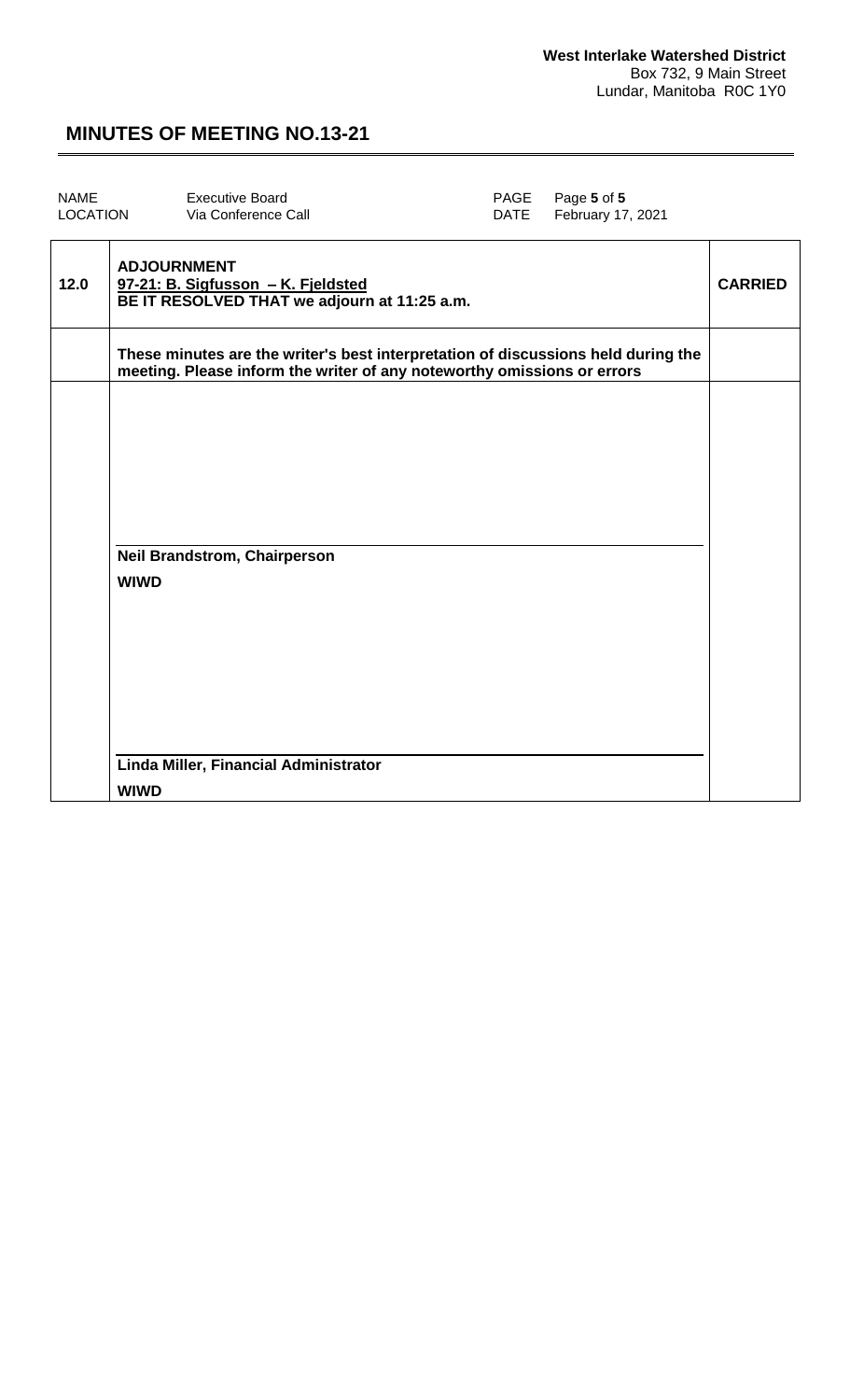West Interlake Watershed District
Box 732, 9 Main Street
Lundar, Manitoba R0C 1Y0

## MINUTES OF MEETING NO.13-21

| | | | |
|---|---|---|---|
| NAME | Executive Board | PAGE | Page **5** of **5** |
| LOCATION | Via Conference Call | DATE | February 17, 2021 |

| | | |
|---|---|---|
| **12.0** | **ADJOURNMENT**<br>**97-21: B. Sigfusson – K. Fjeldsted**<br>**BE IT RESOLVED THAT we adjourn at 11:25 a.m.** | **CARRIED** |
| | **These minutes are the writer's best interpretation of discussions held during the meeting. Please inform the writer of any noteworthy omissions or errors** | |
| | **Neil Brandstrom, Chairperson**<br>**WIWD**<br><br>**Linda Miller, Financial Administrator**<br>**WIWD** | |